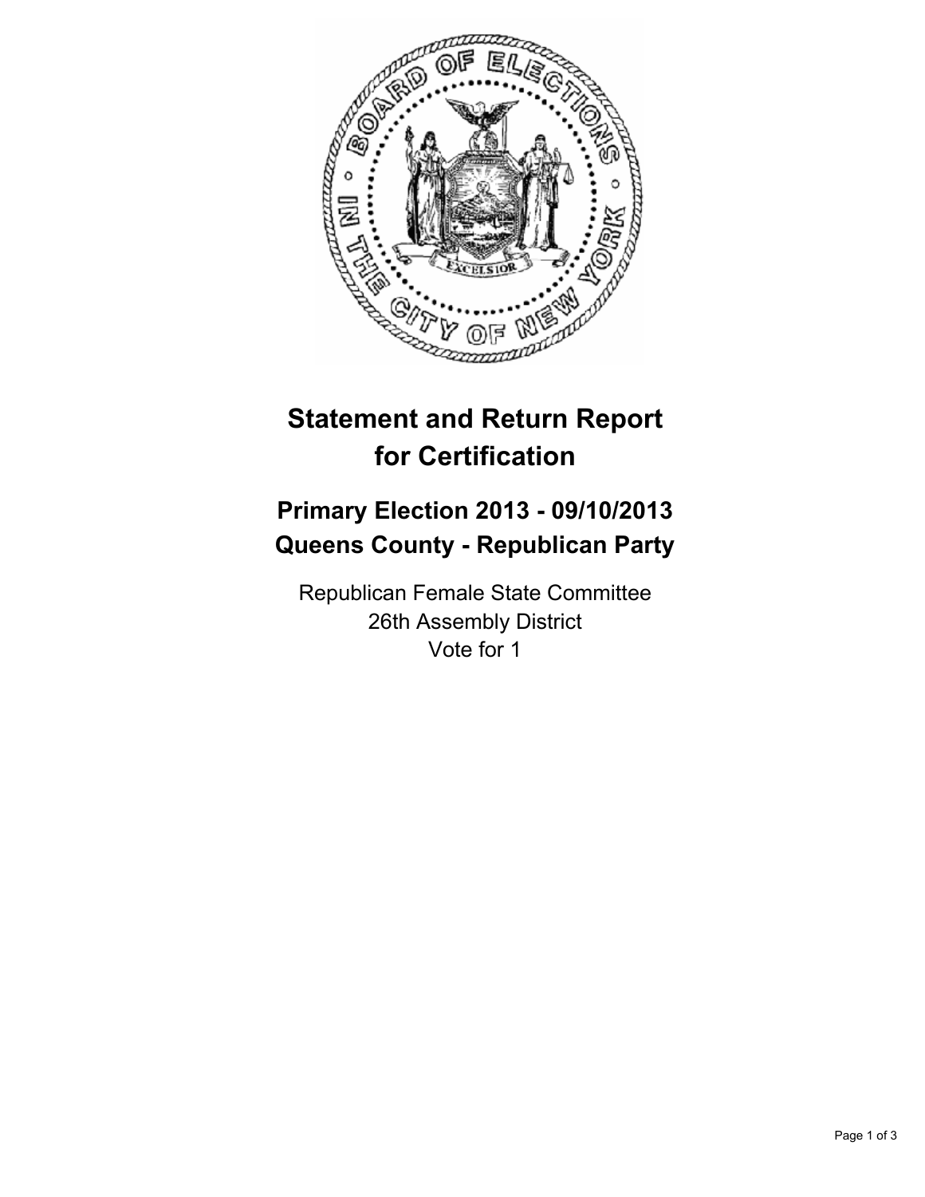# Statement and Return Report for Certification

## Primary Election 2013 - 09/10/2013
## Queens County - Republican Party

Republican Female State Committee
26th Assembly District
Vote for 1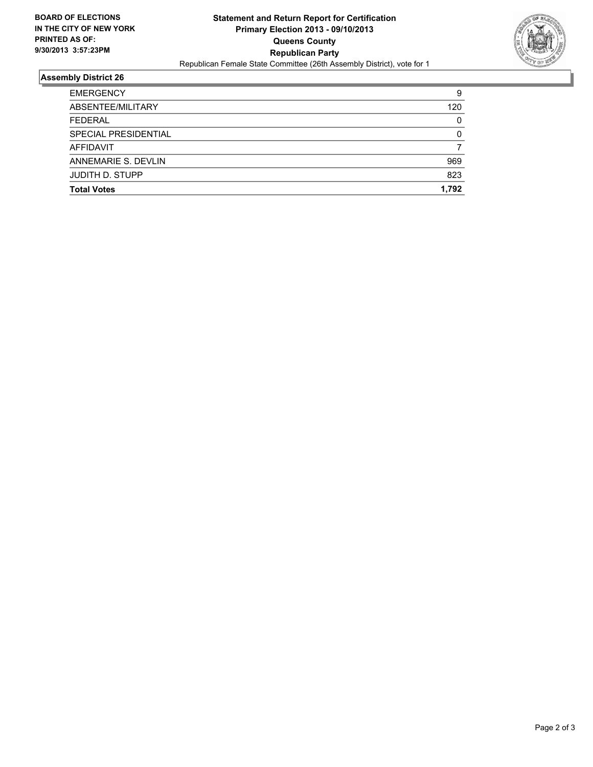**BOARD OF ELECTIONS IN THE CITY OF NEW YORK PRINTED AS OF: 9/30/2013 3:57:23PM**

**Statement and Return Report for Certification**
**Primary Election 2013 - 09/10/2013**
**Queens County**
**Republican Party**
Republican Female State Committee (26th Assembly District), vote for 1

## Assembly District 26

| | |
|---|---|
| EMERGENCY | 9 |
| ABSENTEE/MILITARY | 120 |
| FEDERAL | 0 |
| SPECIAL PRESIDENTIAL | 0 |
| AFFIDAVIT | 7 |
| ANNEMARIE S. DEVLIN | 969 |
| JUDITH D. STUPP | 823 |
| **Total Votes** | **1,792** |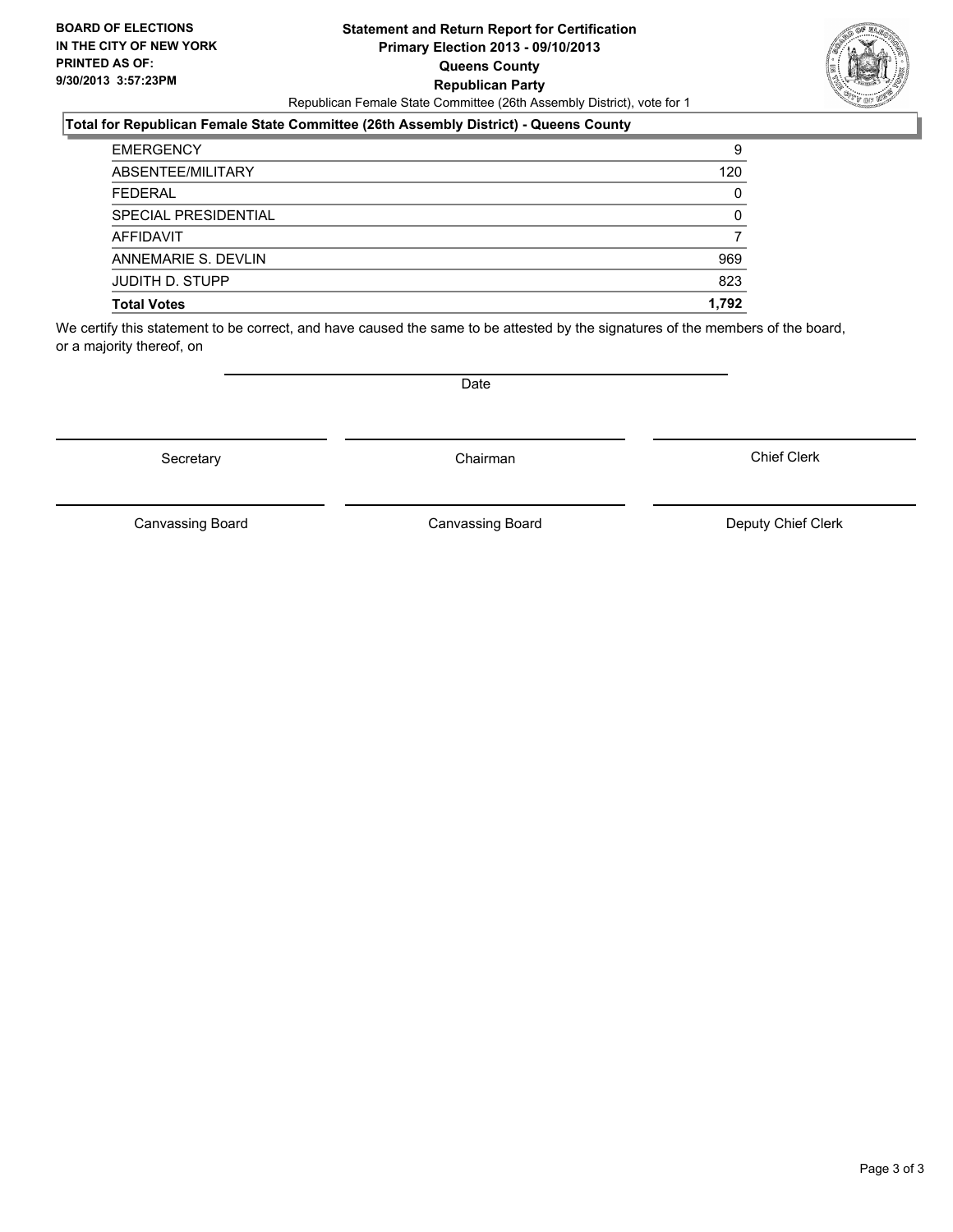**BOARD OF ELECTIONS IN THE CITY OF NEW YORK PRINTED AS OF: 9/30/2013 3:57:23PM**

**Statement and Return Report for Certification**
**Primary Election 2013 - 09/10/2013**
**Queens County**
**Republican Party**

Republican Female State Committee (26th Assembly District), vote for 1

**Total for Republican Female State Committee (26th Assembly District) - Queens County**

| | |
|---|---|
| EMERGENCY | 9 |
| ABSENTEE/MILITARY | 120 |
| FEDERAL | 0 |
| SPECIAL PRESIDENTIAL | 0 |
| AFFIDAVIT | 7 |
| ANNEMARIE S. DEVLIN | 969 |
| JUDITH D. STUPP | 823 |
| **Total Votes** | **1,792** |

We certify this statement to be correct, and have caused the same to be attested by the signatures of the members of the board, or a majority thereof, on

Date

Secretary | Chairman | Chief Clerk

Canvassing Board | Canvassing Board | Deputy Chief Clerk